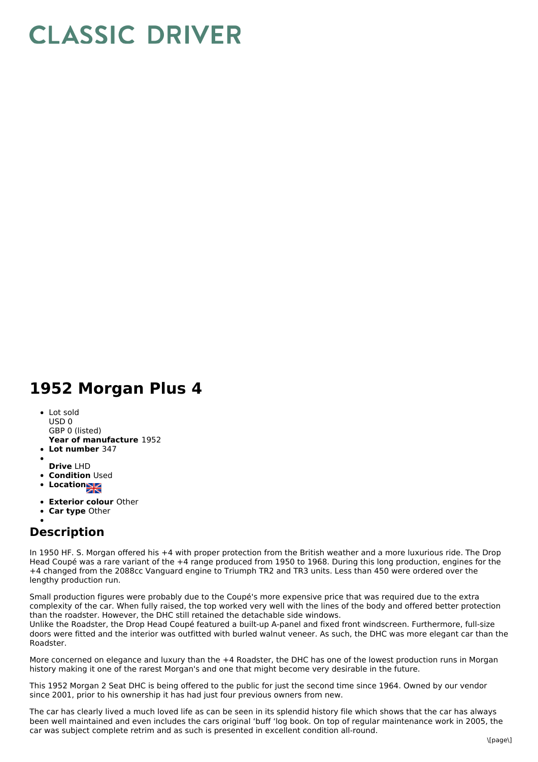# CLASSIC DRIVER

# 1952 Morgan Plus 4

- Lot sold
  USD 0
  GBP 0 (listed)
  **Year of manufacture** 1952
- **Lot number** 347
- 
  **Drive** LHD
- **Condition** Used
- **Location**
- **Exterior colour** Other
- **Car type** Other
- 

## Description

In 1950 HF. S. Morgan offered his +4 with proper protection from the British weather and a more luxurious ride. The Drop Head Coupé was a rare variant of the +4 range produced from 1950 to 1968. During this long production, engines for the +4 changed from the 2088cc Vanguard engine to Triumph TR2 and TR3 units. Less than 450 were ordered over the lengthy production run.

Small production figures were probably due to the Coupé's more expensive price that was required due to the extra complexity of the car. When fully raised, the top worked very well with the lines of the body and offered better protection than the roadster. However, the DHC still retained the detachable side windows.
Unlike the Roadster, the Drop Head Coupé featured a built-up A-panel and fixed front windscreen. Furthermore, full-size doors were fitted and the interior was outfitted with burled walnut veneer. As such, the DHC was more elegant car than the Roadster.

More concerned on elegance and luxury than the +4 Roadster, the DHC has one of the lowest production runs in Morgan history making it one of the rarest Morgan's and one that might become very desirable in the future.

This 1952 Morgan 2 Seat DHC is being offered to the public for just the second time since 1964. Owned by our vendor since 2001, prior to his ownership it has had just four previous owners from new.

The car has clearly lived a much loved life as can be seen in its splendid history file which shows that the car has always been well maintained and even includes the cars original 'buff 'log book. On top of regular maintenance work in 2005, the car was subject complete retrim and as such is presented in excellent condition all-round.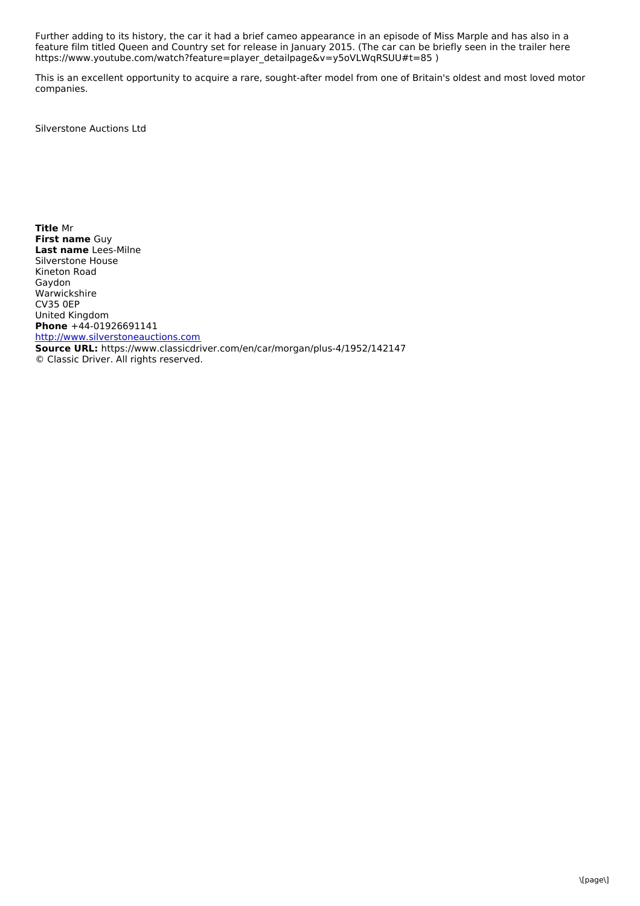Further adding to its history, the car it had a brief cameo appearance in an episode of Miss Marple and has also in a feature film titled Queen and Country set for release in January 2015. (The car can be briefly seen in the trailer here https://www.youtube.com/watch?feature=player_detailpage&v=y5oVLWqRSUU#t=85 )

This is an excellent opportunity to acquire a rare, sought-after model from one of Britain's oldest and most loved motor companies.

Silverstone Auctions Ltd

**Title** Mr
**First name** Guy
**Last name** Lees-Milne
Silverstone House
Kineton Road
Gaydon
Warwickshire
CV35 0EP
United Kingdom
**Phone** +44-01926691141
[http://www.silverstoneauctions.com](http://www.silverstoneauctions.com)
**Source URL:** https://www.classicdriver.com/en/car/morgan/plus-4/1952/142147
© Classic Driver. All rights reserved.